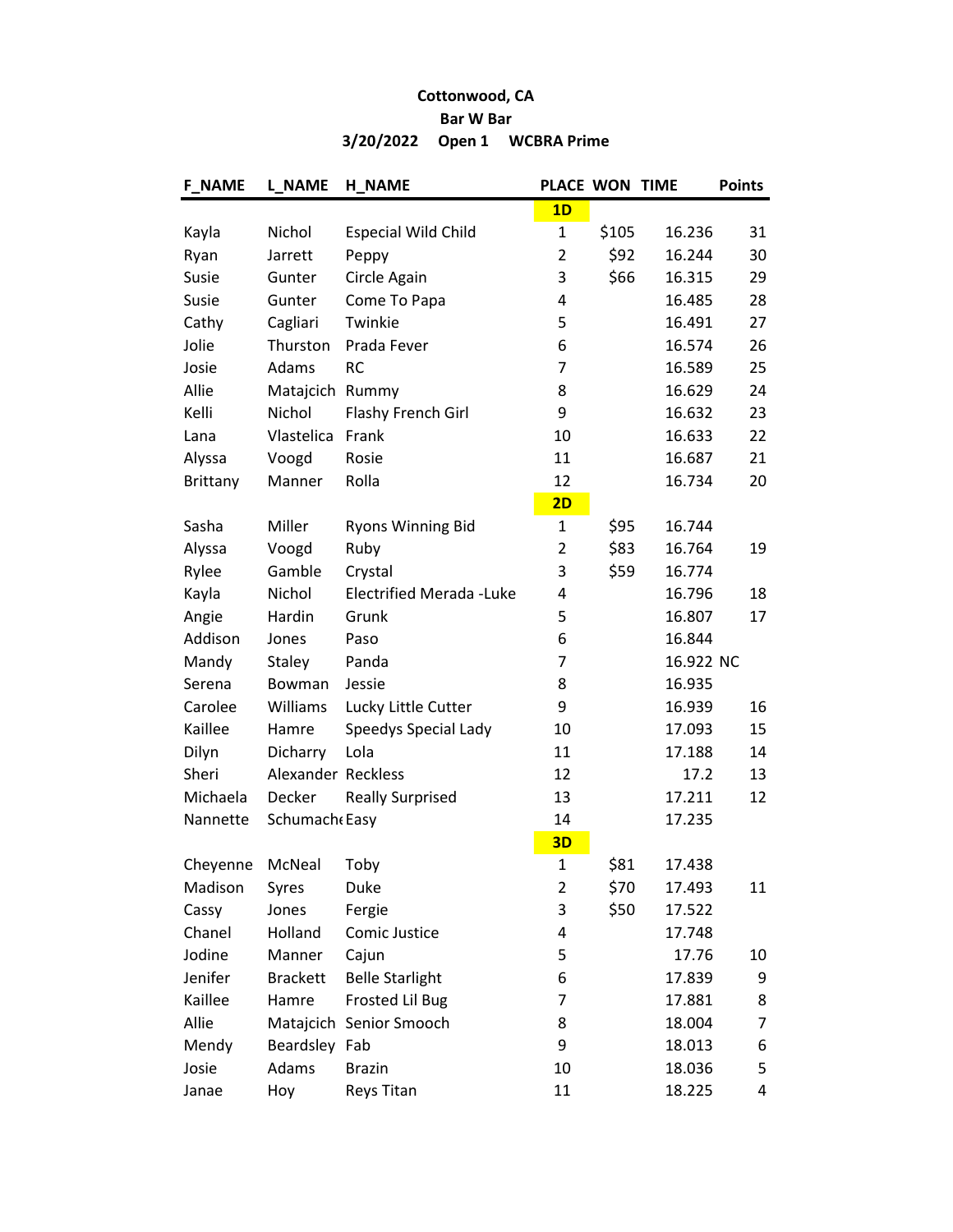**Cottonwood, CA**

**Bar W Bar**

**3/20/2022 Open 1 WCBRA Prime**

| F_NAME | L_NAME | H_NAME | PLACE | WON | TIME | Points |
|---|---|---|---|---|---|---|
| | | | **1D** | | | |
| Kayla | Nichol | Especial Wild Child | 1 | $105 | 16.236 | 31 |
| Ryan | Jarrett | Peppy | 2 | $92 | 16.244 | 30 |
| Susie | Gunter | Circle Again | 3 | $66 | 16.315 | 29 |
| Susie | Gunter | Come To Papa | 4 | | 16.485 | 28 |
| Cathy | Cagliari | Twinkie | 5 | | 16.491 | 27 |
| Jolie | Thurston | Prada Fever | 6 | | 16.574 | 26 |
| Josie | Adams | RC | 7 | | 16.589 | 25 |
| Allie | Matajcich | Rummy | 8 | | 16.629 | 24 |
| Kelli | Nichol | Flashy French Girl | 9 | | 16.632 | 23 |
| Lana | Vlastelica | Frank | 10 | | 16.633 | 22 |
| Alyssa | Voogd | Rosie | 11 | | 16.687 | 21 |
| Brittany | Manner | Rolla | 12 | | 16.734 | 20 |
| | | | **2D** | | | |
| Sasha | Miller | Ryons Winning Bid | 1 | $95 | 16.744 | |
| Alyssa | Voogd | Ruby | 2 | $83 | 16.764 | 19 |
| Rylee | Gamble | Crystal | 3 | $59 | 16.774 | |
| Kayla | Nichol | Electrified Merada -Luke | 4 | | 16.796 | 18 |
| Angie | Hardin | Grunk | 5 | | 16.807 | 17 |
| Addison | Jones | Paso | 6 | | 16.844 | |
| Mandy | Staley | Panda | 7 | | 16.922 NC | |
| Serena | Bowman | Jessie | 8 | | 16.935 | |
| Carolee | Williams | Lucky Little Cutter | 9 | | 16.939 | 16 |
| Kaillee | Hamre | Speedys Special Lady | 10 | | 17.093 | 15 |
| Dilyn | Dicharry | Lola | 11 | | 17.188 | 14 |
| Sheri | Alexander | Reckless | 12 | | 17.2 | 13 |
| Michaela | Decker | Really Surprised | 13 | | 17.211 | 12 |
| Nannette | Schumache | Easy | 14 | | 17.235 | |
| | | | **3D** | | | |
| Cheyenne | McNeal | Toby | 1 | $81 | 17.438 | |
| Madison | Syres | Duke | 2 | $70 | 17.493 | 11 |
| Cassy | Jones | Fergie | 3 | $50 | 17.522 | |
| Chanel | Holland | Comic Justice | 4 | | 17.748 | |
| Jodine | Manner | Cajun | 5 | | 17.76 | 10 |
| Jenifer | Brackett | Belle Starlight | 6 | | 17.839 | 9 |
| Kaillee | Hamre | Frosted Lil Bug | 7 | | 17.881 | 8 |
| Allie | Matajcich | Senior Smooch | 8 | | 18.004 | 7 |
| Mendy | Beardsley | Fab | 9 | | 18.013 | 6 |
| Josie | Adams | Brazin | 10 | | 18.036 | 5 |
| Janae | Hoy | Reys Titan | 11 | | 18.225 | 4 |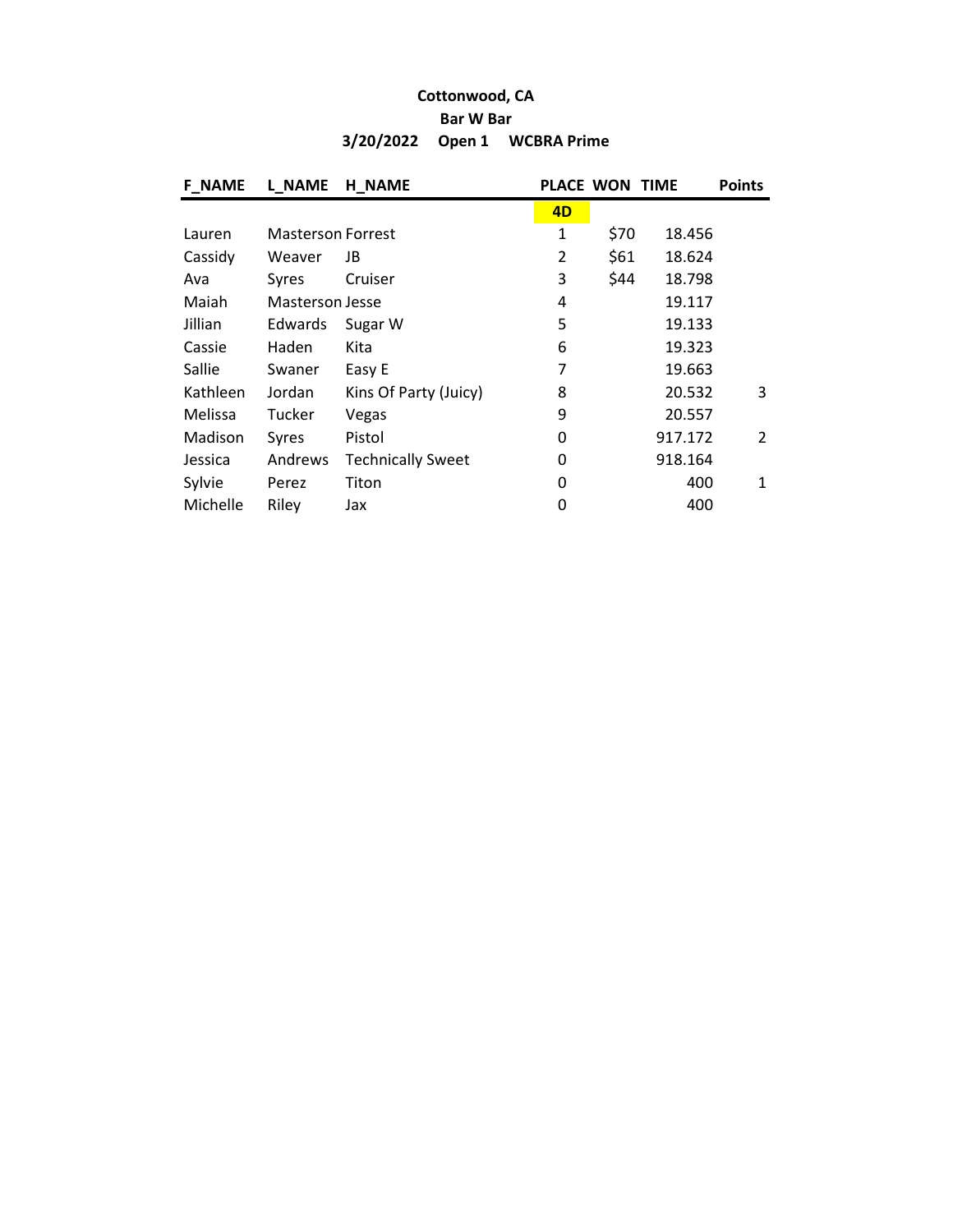**Cottonwood, CA**

**Bar W Bar**

**3/20/2022 Open 1 WCBRA Prime**

| F_NAME | L_NAME | H_NAME | PLACE | WON | TIME | Points |
|---|---|---|---|---|---|---|
| | | | 4D | | | |
| Lauren | Masterson | Forrest | 1 | $70 | 18.456 | |
| Cassidy | Weaver | JB | 2 | $61 | 18.624 | |
| Ava | Syres | Cruiser | 3 | $44 | 18.798 | |
| Maiah | Masterson | Jesse | 4 | | 19.117 | |
| Jillian | Edwards | Sugar W | 5 | | 19.133 | |
| Cassie | Haden | Kita | 6 | | 19.323 | |
| Sallie | Swaner | Easy E | 7 | | 19.663 | |
| Kathleen | Jordan | Kins Of Party (Juicy) | 8 | | 20.532 | 3 |
| Melissa | Tucker | Vegas | 9 | | 20.557 | |
| Madison | Syres | Pistol | 0 | | 917.172 | 2 |
| Jessica | Andrews | Technically Sweet | 0 | | 918.164 | |
| Sylvie | Perez | Titon | 0 | | 400 | 1 |
| Michelle | Riley | Jax | 0 | | 400 | |